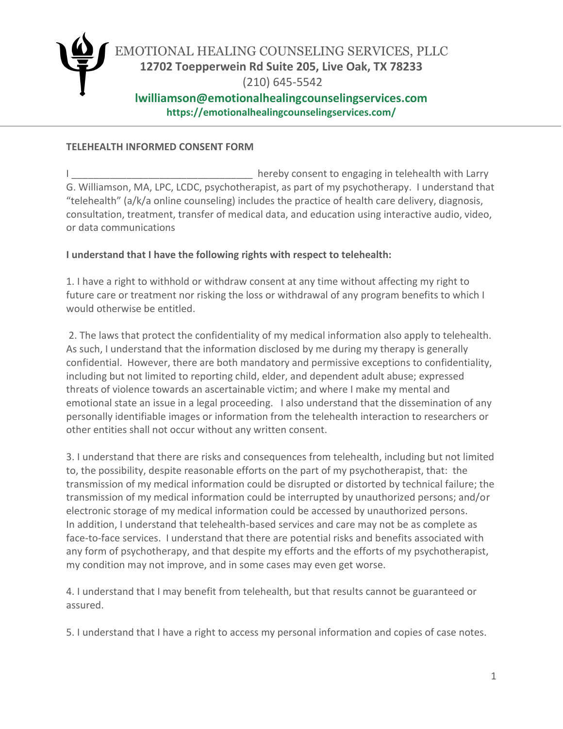EMOTIONAL HEALING COUNSELING SERVICES, PLLC

**12702 Toepperwein Rd Suite 205, Live Oak, TX 78233**

(210) 645-5542

**lwilliamson@emotionalhealingcounselingservices.com**

**https://emotionalhealingcounselingservices.com/**

---

**TELEHEALTH INFORMED CONSENT FORM**

I _________________________________ hereby consent to engaging in telehealth with Larry G. Williamson, MA, LPC, LCDC, psychotherapist, as part of my psychotherapy. I understand that "telehealth" (a/k/a online counseling) includes the practice of health care delivery, diagnosis, consultation, treatment, transfer of medical data, and education using interactive audio, video, or data communications

**I understand that I have the following rights with respect to telehealth:**

1. I have a right to withhold or withdraw consent at any time without affecting my right to future care or treatment nor risking the loss or withdrawal of any program benefits to which I would otherwise be entitled.

2. The laws that protect the confidentiality of my medical information also apply to telehealth. As such, I understand that the information disclosed by me during my therapy is generally confidential. However, there are both mandatory and permissive exceptions to confidentiality, including but not limited to reporting child, elder, and dependent adult abuse; expressed threats of violence towards an ascertainable victim; and where I make my mental and emotional state an issue in a legal proceeding. I also understand that the dissemination of any personally identifiable images or information from the telehealth interaction to researchers or other entities shall not occur without any written consent.

3. I understand that there are risks and consequences from telehealth, including but not limited to, the possibility, despite reasonable efforts on the part of my psychotherapist, that: the transmission of my medical information could be disrupted or distorted by technical failure; the transmission of my medical information could be interrupted by unauthorized persons; and/or electronic storage of my medical information could be accessed by unauthorized persons. In addition, I understand that telehealth-based services and care may not be as complete as face-to-face services. I understand that there are potential risks and benefits associated with any form of psychotherapy, and that despite my efforts and the efforts of my psychotherapist, my condition may not improve, and in some cases may even get worse.

4. I understand that I may benefit from telehealth, but that results cannot be guaranteed or assured.

5. I understand that I have a right to access my personal information and copies of case notes.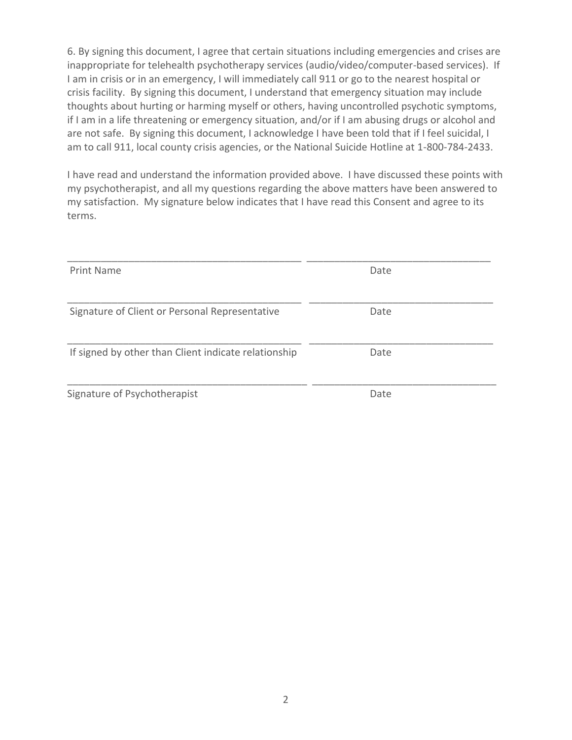6. By signing this document, I agree that certain situations including emergencies and crises are inappropriate for telehealth psychotherapy services (audio/video/computer-based services). If I am in crisis or in an emergency, I will immediately call 911 or go to the nearest hospital or crisis facility. By signing this document, I understand that emergency situation may include thoughts about hurting or harming myself or others, having uncontrolled psychotic symptoms, if I am in a life threatening or emergency situation, and/or if I am abusing drugs or alcohol and are not safe. By signing this document, I acknowledge I have been told that if I feel suicidal, I am to call 911, local county crisis agencies, or the National Suicide Hotline at 1-800-784-2433.

I have read and understand the information provided above. I have discussed these points with my psychotherapist, and all my questions regarding the above matters have been answered to my satisfaction. My signature below indicates that I have read this Consent and agree to its terms.

\_\_\_\_\_\_\_\_\_\_\_\_\_\_\_\_\_\_\_\_\_\_\_\_\_\_\_\_\_\_\_\_\_\_\_\_\_\_\_\_\_\_ \_\_\_\_\_\_\_\_\_\_\_\_\_\_\_\_\_\_\_\_\_\_\_\_\_\_\_\_\_\_\_\_\_

Print Name Date

\_\_\_\_\_\_\_\_\_\_\_\_\_\_\_\_\_\_\_\_\_\_\_\_\_\_\_\_\_\_\_\_\_\_\_\_\_\_\_\_\_\_ \_\_\_\_\_\_\_\_\_\_\_\_\_\_\_\_\_\_\_\_\_\_\_\_\_\_\_\_\_\_\_\_\_

Signature of Client or Personal Representative Date

\_\_\_\_\_\_\_\_\_\_\_\_\_\_\_\_\_\_\_\_\_\_\_\_\_\_\_\_\_\_\_\_\_\_\_\_\_\_\_\_\_\_ \_\_\_\_\_\_\_\_\_\_\_\_\_\_\_\_\_\_\_\_\_\_\_\_\_\_\_\_\_\_\_\_\_

If signed by other than Client indicate relationship Date

\_\_\_\_\_\_\_\_\_\_\_\_\_\_\_\_\_\_\_\_\_\_\_\_\_\_\_\_\_\_\_\_\_\_\_\_\_\_\_\_\_\_ \_\_\_\_\_\_\_\_\_\_\_\_\_\_\_\_\_\_\_\_\_\_\_\_\_\_\_\_\_\_\_\_\_

Signature of Psychotherapist Date